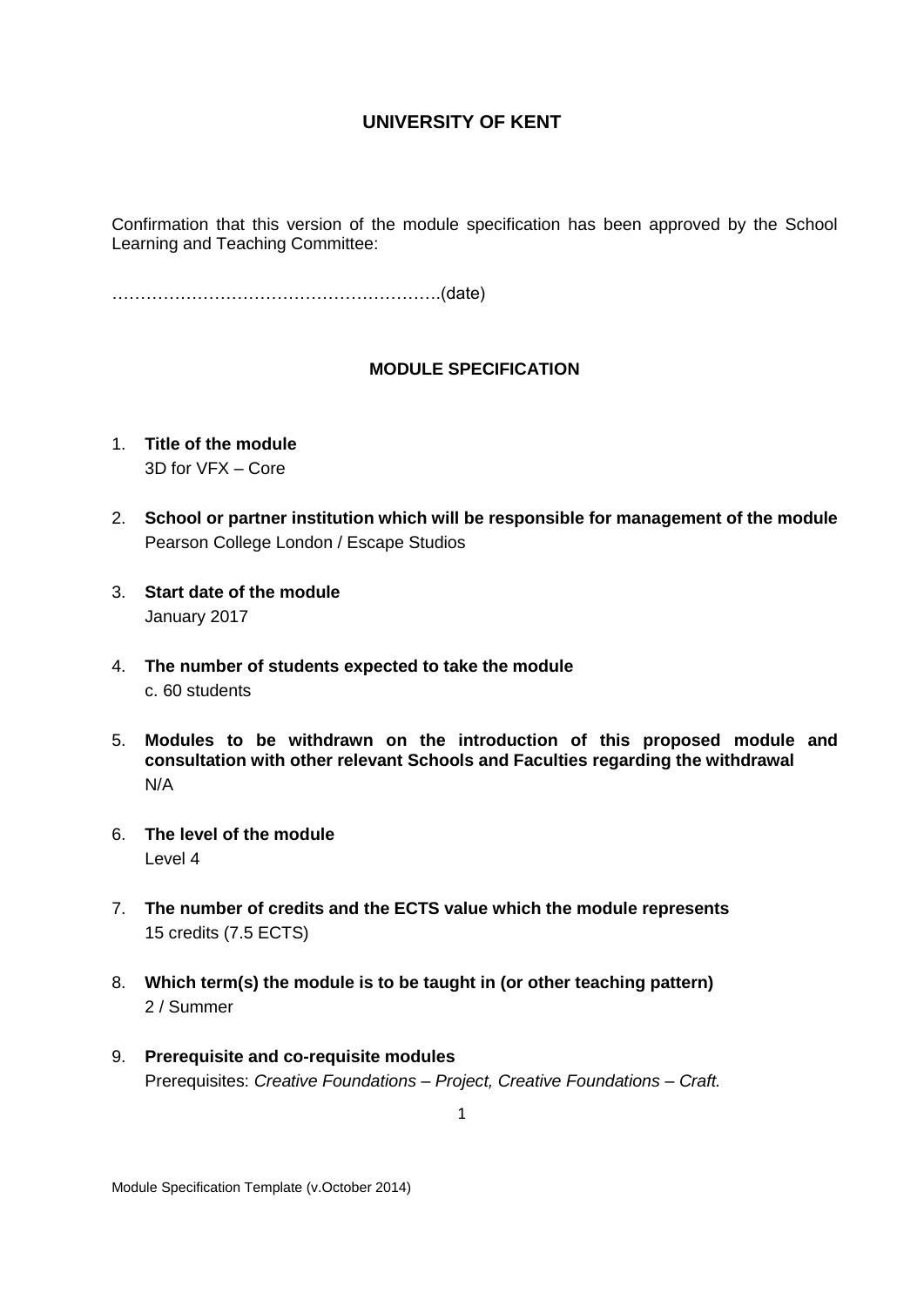# UNIVERSITY OF KENT

Confirmation that this version of the module specification has been approved by the School Learning and Teaching Committee:

…………………………………………………(date)

## MODULE SPECIFICATION

1. **Title of the module**
   3D for VFX – Core

2. **School or partner institution which will be responsible for management of the module**
   Pearson College London / Escape Studios

3. **Start date of the module**
   January 2017

4. **The number of students expected to take the module**
   c. 60 students

5. **Modules to be withdrawn on the introduction of this proposed module and consultation with other relevant Schools and Faculties regarding the withdrawal**
   N/A

6. **The level of the module**
   Level 4

7. **The number of credits and the ECTS value which the module represents**
   15 credits (7.5 ECTS)

8. **Which term(s) the module is to be taught in (or other teaching pattern)**
   2 / Summer

9. **Prerequisite and co-requisite modules**
   Prerequisites: *Creative Foundations – Project, Creative Foundations – Craft.*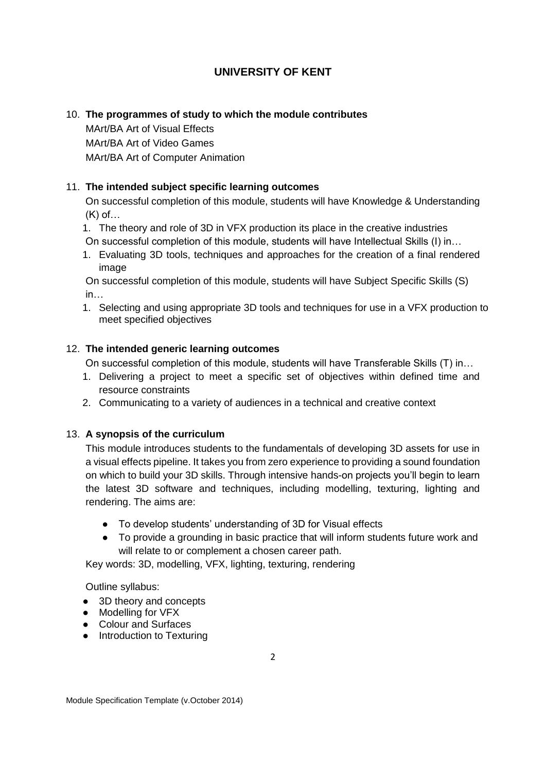# UNIVERSITY OF KENT

10. **The programmes of study to which the module contributes**

    MArt/BA Art of Visual Effects
    MArt/BA Art of Video Games
    MArt/BA Art of Computer Animation

11. **The intended subject specific learning outcomes**

    On successful completion of this module, students will have Knowledge & Understanding (K) of…

    1. The theory and role of 3D in VFX production its place in the creative industries

    On successful completion of this module, students will have Intellectual Skills (I) in…

    1. Evaluating 3D tools, techniques and approaches for the creation of a final rendered image

    On successful completion of this module, students will have Subject Specific Skills (S) in…

    1. Selecting and using appropriate 3D tools and techniques for use in a VFX production to meet specified objectives

12. **The intended generic learning outcomes**

    On successful completion of this module, students will have Transferable Skills (T) in…

    1. Delivering a project to meet a specific set of objectives within defined time and resource constraints
    2. Communicating to a variety of audiences in a technical and creative context

13. **A synopsis of the curriculum**

    This module introduces students to the fundamentals of developing 3D assets for use in a visual effects pipeline. It takes you from zero experience to providing a sound foundation on which to build your 3D skills. Through intensive hands-on projects you'll begin to learn the latest 3D software and techniques, including modelling, texturing, lighting and rendering. The aims are:

    - To develop students' understanding of 3D for Visual effects
    - To provide a grounding in basic practice that will inform students future work and will relate to or complement a chosen career path.

    Key words: 3D, modelling, VFX, lighting, texturing, rendering

    Outline syllabus:

    - 3D theory and concepts
    - Modelling for VFX
    - Colour and Surfaces
    - Introduction to Texturing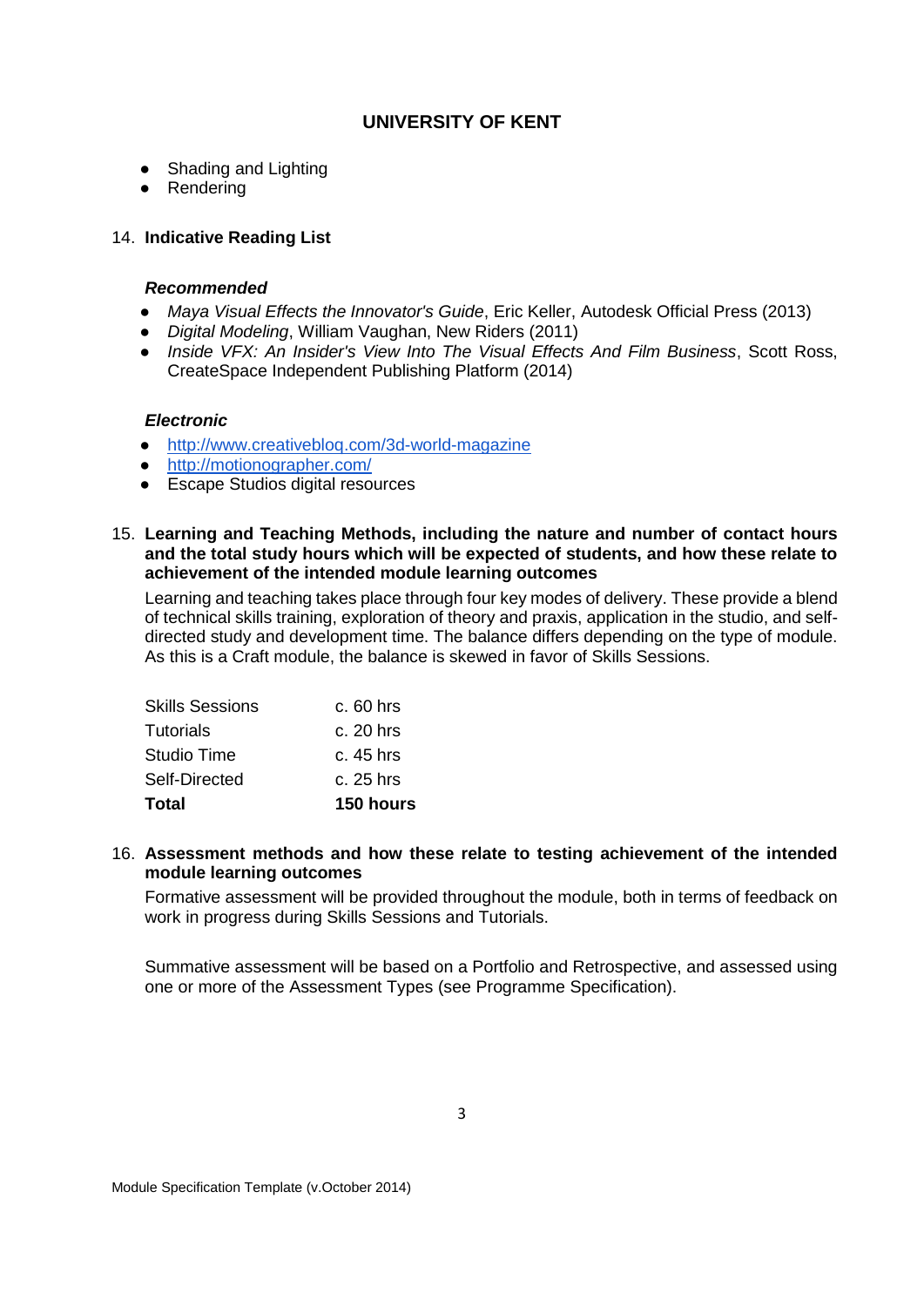- Shading and Lighting
- Rendering

14. **Indicative Reading List**

***Recommended***

- *Maya Visual Effects the Innovator's Guide*, Eric Keller, Autodesk Official Press (2013)
- *Digital Modeling*, William Vaughan, New Riders (2011)
- *Inside VFX: An Insider's View Into The Visual Effects And Film Business*, Scott Ross, CreateSpace Independent Publishing Platform (2014)

***Electronic***

- http://www.creativebloq.com/3d-world-magazine
- http://motionographer.com/
- Escape Studios digital resources

15. **Learning and Teaching Methods, including the nature and number of contact hours and the total study hours which will be expected of students, and how these relate to achievement of the intended module learning outcomes**

Learning and teaching takes place through four key modes of delivery. These provide a blend of technical skills training, exploration of theory and praxis, application in the studio, and self-directed study and development time. The balance differs depending on the type of module. As this is a Craft module, the balance is skewed in favor of Skills Sessions.

| | |
|---|---|
| Skills Sessions | c. 60 hrs |
| Tutorials | c. 20 hrs |
| Studio Time | c. 45 hrs |
| Self-Directed | c. 25 hrs |
| **Total** | **150 hours** |

16. **Assessment methods and how these relate to testing achievement of the intended module learning outcomes**

Formative assessment will be provided throughout the module, both in terms of feedback on work in progress during Skills Sessions and Tutorials.

Summative assessment will be based on a Portfolio and Retrospective, and assessed using one or more of the Assessment Types (see Programme Specification).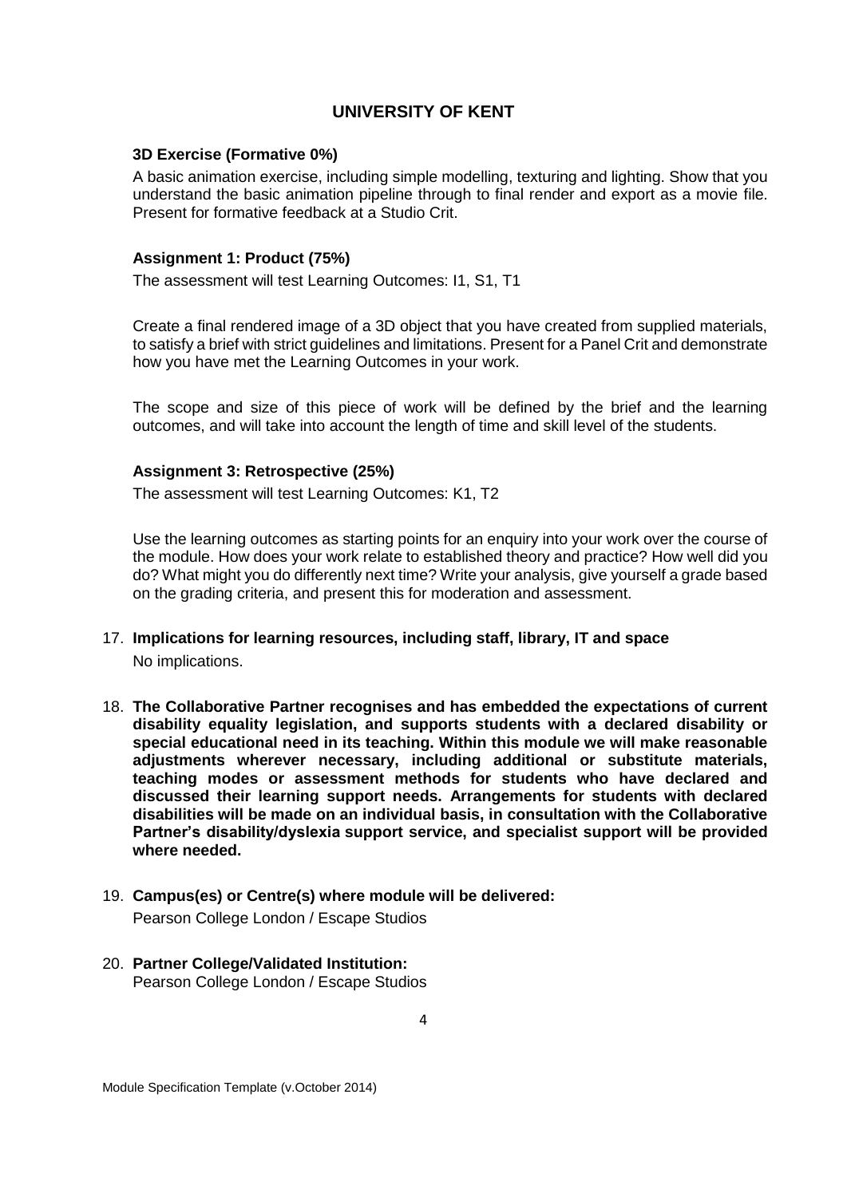**3D Exercise (Formative 0%)**

A basic animation exercise, including simple modelling, texturing and lighting. Show that you understand the basic animation pipeline through to final render and export as a movie file. Present for formative feedback at a Studio Crit.

**Assignment 1: Product (75%)**

The assessment will test Learning Outcomes: I1, S1, T1

Create a final rendered image of a 3D object that you have created from supplied materials, to satisfy a brief with strict guidelines and limitations. Present for a Panel Crit and demonstrate how you have met the Learning Outcomes in your work.

The scope and size of this piece of work will be defined by the brief and the learning outcomes, and will take into account the length of time and skill level of the students.

**Assignment 3: Retrospective (25%)**

The assessment will test Learning Outcomes: K1, T2

Use the learning outcomes as starting points for an enquiry into your work over the course of the module. How does your work relate to established theory and practice? How well did you do? What might you do differently next time? Write your analysis, give yourself a grade based on the grading criteria, and present this for moderation and assessment.

17. **Implications for learning resources, including staff, library, IT and space**

    No implications.

18. **The Collaborative Partner recognises and has embedded the expectations of current disability equality legislation, and supports students with a declared disability or special educational need in its teaching. Within this module we will make reasonable adjustments wherever necessary, including additional or substitute materials, teaching modes or assessment methods for students who have declared and discussed their learning support needs. Arrangements for students with declared disabilities will be made on an individual basis, in consultation with the Collaborative Partner's disability/dyslexia support service, and specialist support will be provided where needed.**

19. **Campus(es) or Centre(s) where module will be delivered:**

    Pearson College London / Escape Studios

20. **Partner College/Validated Institution:**

    Pearson College London / Escape Studios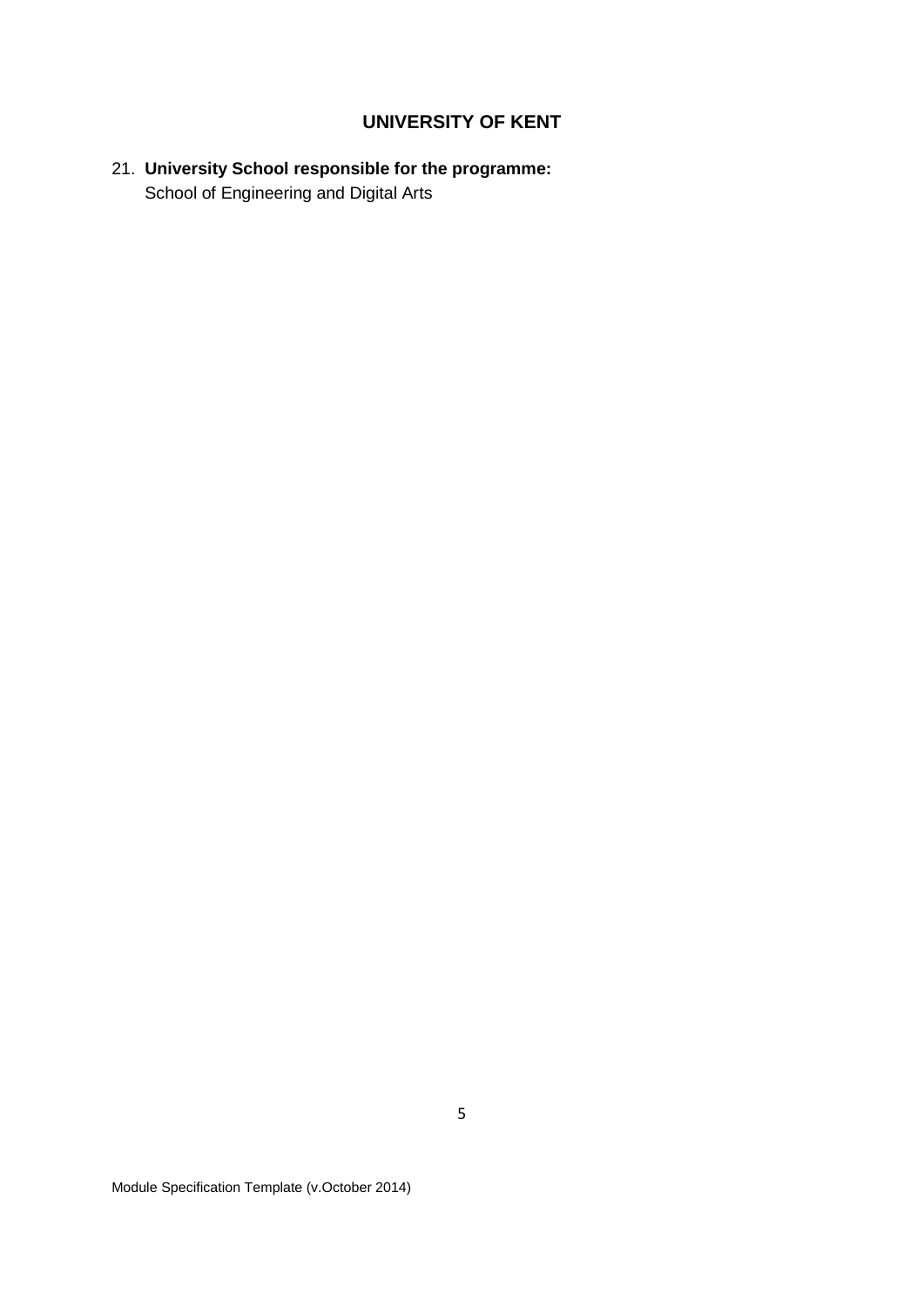# UNIVERSITY OF KENT

21. **University School responsible for the programme:**
    School of Engineering and Digital Arts